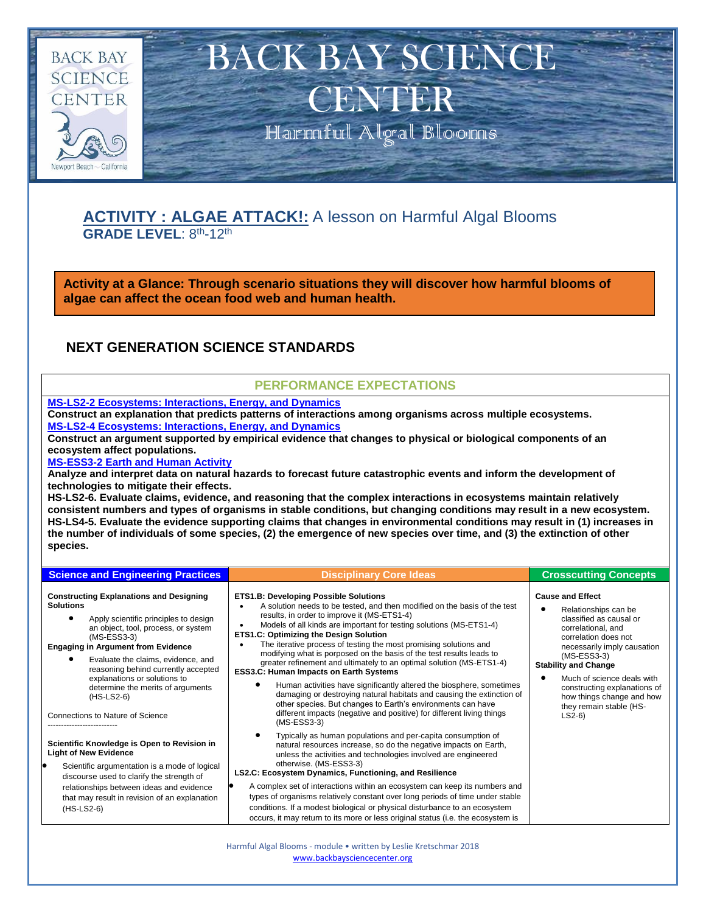# BACK BAY SCIENCE CENTER

Harmful Algal Blooms

BACK BAY SCIENCE CENTER
Newport Beach ~ California

## ACTIVITY : ALGAE ATTACK!: A lesson on Harmful Algal Blooms

**GRADE LEVEL**: 8th-12th

**Activity at a Glance: Through scenario situations they will discover how harmful blooms of algae can affect the ocean food web and human health.**

## NEXT GENERATION SCIENCE STANDARDS

### PERFORMANCE EXPECTATIONS

**MS-LS2-2 Ecosystems: Interactions, Energy, and Dynamics**
**Construct an explanation that predicts patterns of interactions among organisms across multiple ecosystems.**
**MS-LS2-4 Ecosystems: Interactions, Energy, and Dynamics**
**Construct an argument supported by empirical evidence that changes to physical or biological components of an ecosystem affect populations.**
**MS-ESS3-2 Earth and Human Activity**
**Analyze and interpret data on natural hazards to forecast future catastrophic events and inform the development of technologies to mitigate their effects.**
**HS-LS2-6. Evaluate claims, evidence, and reasoning that the complex interactions in ecosystems maintain relatively consistent numbers and types of organisms in stable conditions, but changing conditions may result in a new ecosystem.**
**HS-LS4-5. Evaluate the evidence supporting claims that changes in environmental conditions may result in (1) increases in the number of individuals of some species, (2) the emergence of new species over time, and (3) the extinction of other species.**

| Science and Engineering Practices | Disciplinary Core Ideas | Crosscutting Concepts |
|---|---|---|
| **Constructing Explanations and Designing Solutions**<br>• Apply scientific principles to design an object, tool, process, or system (MS-ESS3-3)<br>**Engaging in Argument from Evidence**<br>• Evaluate the claims, evidence, and reasoning behind currently accepted explanations or solutions to determine the merits of arguments (HS-LS2-6)<br><br>Connections to Nature of Science<br>-------------------------<br><br>**Scientific Knowledge is Open to Revision in Light of New Evidence**<br>• Scientific argumentation is a mode of logical discourse used to clarify the strength of relationships between ideas and evidence that may result in revision of an explanation (HS-LS2-6) | **ETS1.B: Developing Possible Solutions**<br>• A solution needs to be tested, and then modified on the basis of the test results, in order to improve it (MS-ETS1-4)<br>• Models of all kinds are important for testing solutions (MS-ETS1-4)<br>**ETS1.C: Optimizing the Design Solution**<br>• The iterative process of testing the most promising solutions and modifying what is purposed on the basis of the test results leads to greater refinement and ultimately to an optimal solution (MS-ETS1-4)<br>**ESS3.C: Human Impacts on Earth Systems**<br>• Human activities have significantly altered the biosphere, sometimes damaging or destroying natural habitats and causing the extinction of other species. But changes to Earth's environments can have different impacts (negative and positive) for different living things (MS-ESS3-3)<br>• Typically as human populations and per-capita consumption of natural resources increase, so do the negative impacts on Earth, unless the activities and technologies involved are engineered otherwise. (MS-ESS3-3)<br>**LS2.C: Ecosystem Dynamics, Functioning, and Resilience**<br>• A complex set of interactions within an ecosystem can keep its numbers and types of organisms relatively constant over long periods of time under stable conditions. If a modest biological or physical disturbance to an ecosystem occurs, it may return to its more or less original status (i.e. the ecosystem is | **Cause and Effect**<br>• Relationships can be classified as causal or correlational, and correlation does not necessarily imply causation (MS-ESS3-3)<br>**Stability and Change**<br>• Much of science deals with constructing explanations of how things change and how they remain stable (HS-LS2-6) |

Harmful Algal Blooms - module • written by Leslie Kretschmar 2018
www.backbaysciencecenter.org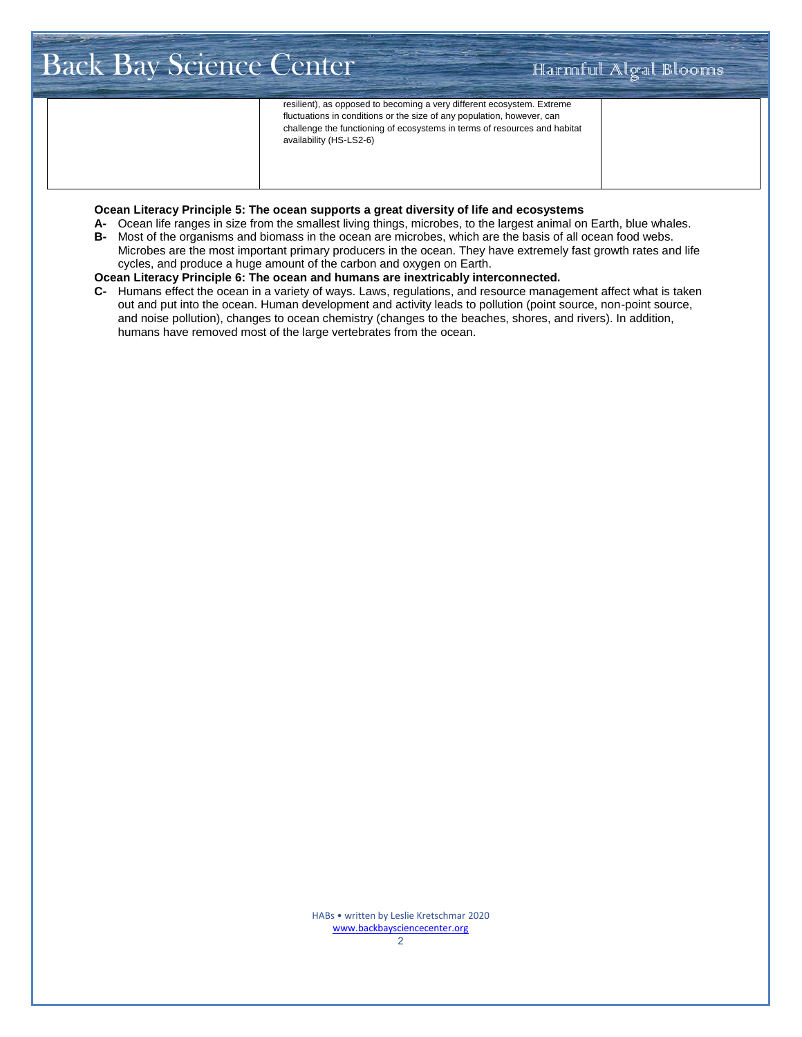| | resilient), as opposed to becoming a very different ecosystem. Extreme fluctuations in conditions or the size of any population, however, can challenge the functioning of ecosystems in terms of resources and habitat availability (HS-LS2-6) | |
|---|---|---|

**Ocean Literacy Principle 5: The ocean supports a great diversity of life and ecosystems**

**A-** Ocean life ranges in size from the smallest living things, microbes, to the largest animal on Earth, blue whales.

**B-** Most of the organisms and biomass in the ocean are microbes, which are the basis of all ocean food webs. Microbes are the most important primary producers in the ocean. They have extremely fast growth rates and life cycles, and produce a huge amount of the carbon and oxygen on Earth.

**Ocean Literacy Principle 6: The ocean and humans are inextricably interconnected.**

**C-** Humans effect the ocean in a variety of ways. Laws, regulations, and resource management affect what is taken out and put into the ocean. Human development and activity leads to pollution (point source, non-point source, and noise pollution), changes to ocean chemistry (changes to the beaches, shores, and rivers). In addition, humans have removed most of the large vertebrates from the ocean.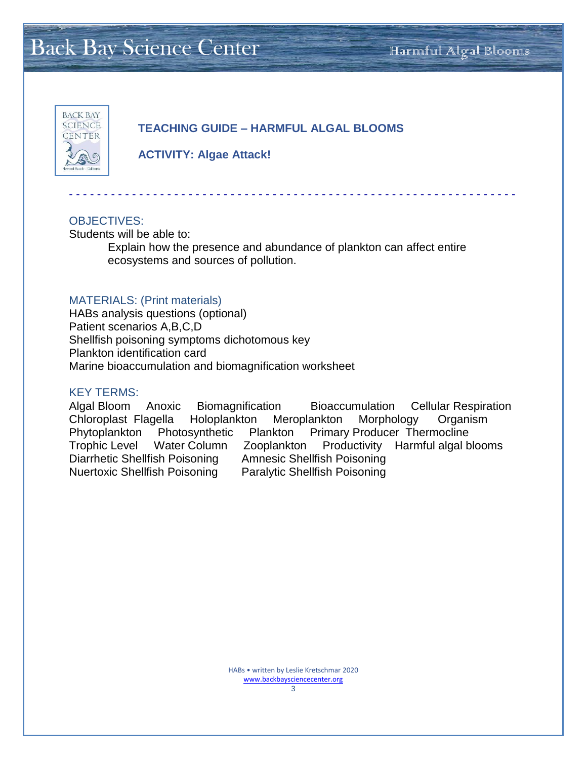**TEACHING GUIDE – HARMFUL ALGAL BLOOMS**

**ACTIVITY: Algae Attack!**

## OBJECTIVES:

Students will be able to:

Explain how the presence and abundance of plankton can affect entire ecosystems and sources of pollution.

## MATERIALS: (Print materials)

HABs analysis questions (optional)
Patient scenarios A,B,C,D
Shellfish poisoning symptoms dichotomous key
Plankton identification card
Marine bioaccumulation and biomagnification worksheet

## KEY TERMS:

Algal Bloom   Anoxic   Biomagnification   Bioaccumulation   Cellular Respiration
Chloroplast   Flagella   Holoplankton   Meroplankton   Morphology   Organism
Phytoplankton   Photosynthetic   Plankton   Primary Producer   Thermocline
Trophic Level   Water Column   Zooplankton   Productivity   Harmful algal blooms
Diarrhetic Shellfish Poisoning   Amnesic Shellfish Poisoning
Nuertoxic Shellfish Poisoning   Paralytic Shellfish Poisoning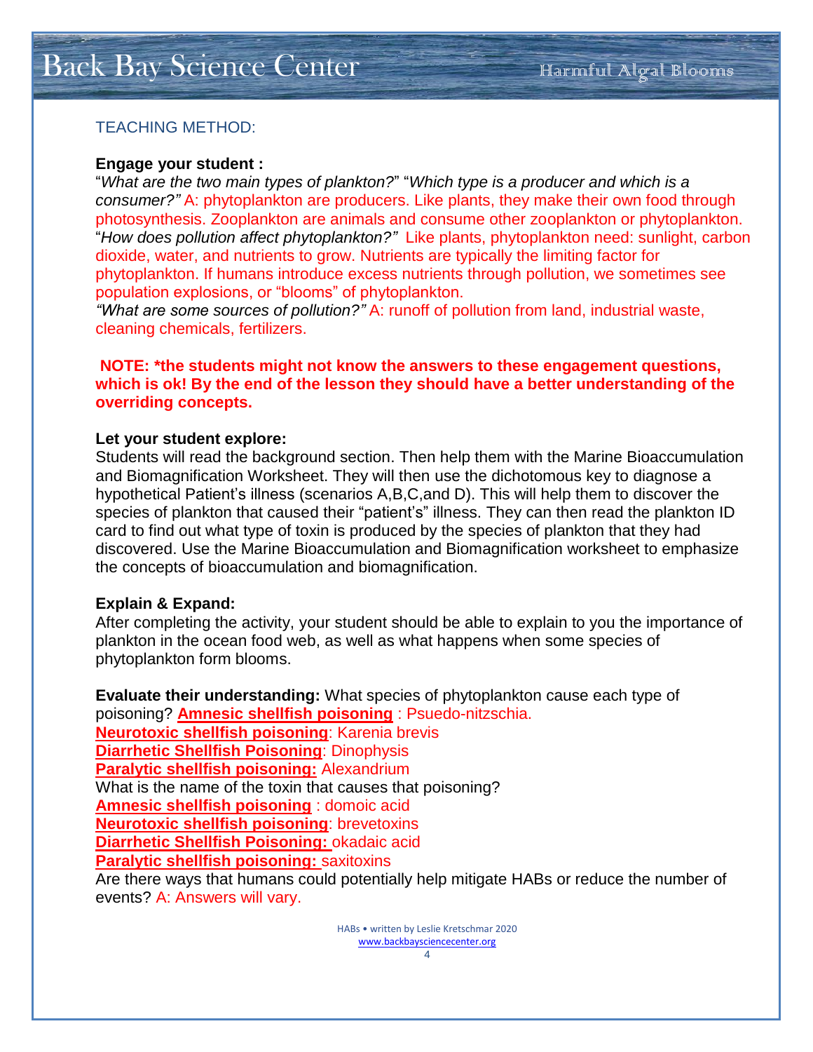## TEACHING METHOD:

**Engage your student :**

"*What are the two main types of plankton?*" "*Which type is a producer and which is a consumer?"* A: phytoplankton are producers. Like plants, they make their own food through photosynthesis. Zooplankton are animals and consume other zooplankton or phytoplankton. "*How does pollution affect phytoplankton?"* Like plants, phytoplankton need: sunlight, carbon dioxide, water, and nutrients to grow. Nutrients are typically the limiting factor for phytoplankton. If humans introduce excess nutrients through pollution, we sometimes see population explosions, or "blooms" of phytoplankton.

*"What are some sources of pollution?"* A: runoff of pollution from land, industrial waste, cleaning chemicals, fertilizers.

**NOTE: *the students might not know the answers to these engagement questions, which is ok! By the end of the lesson they should have a better understanding of the overriding concepts.**

**Let your student explore:**

Students will read the background section. Then help them with the Marine Bioaccumulation and Biomagnification Worksheet. They will then use the dichotomous key to diagnose a hypothetical Patient's illness (scenarios A,B,C,and D). This will help them to discover the species of plankton that caused their "patient's" illness. They can then read the plankton ID card to find out what type of toxin is produced by the species of plankton that they had discovered. Use the Marine Bioaccumulation and Biomagnification worksheet to emphasize the concepts of bioaccumulation and biomagnification.

**Explain & Expand:**

After completing the activity, your student should be able to explain to you the importance of plankton in the ocean food web, as well as what happens when some species of phytoplankton form blooms.

**Evaluate their understanding:** What species of phytoplankton cause each type of poisoning? **Amnesic shellfish poisoning** : Psuedo-nitzschia.
**Neurotoxic shellfish poisoning**: Karenia brevis
**Diarrhetic Shellfish Poisoning**: Dinophysis
**Paralytic shellfish poisoning:** Alexandrium
What is the name of the toxin that causes that poisoning?
**Amnesic shellfish poisoning** : domoic acid
**Neurotoxic shellfish poisoning**: brevetoxins
**Diarrhetic Shellfish Poisoning:** okadaic acid
**Paralytic shellfish poisoning:** saxitoxins
Are there ways that humans could potentially help mitigate HABs or reduce the number of events? A: Answers will vary.